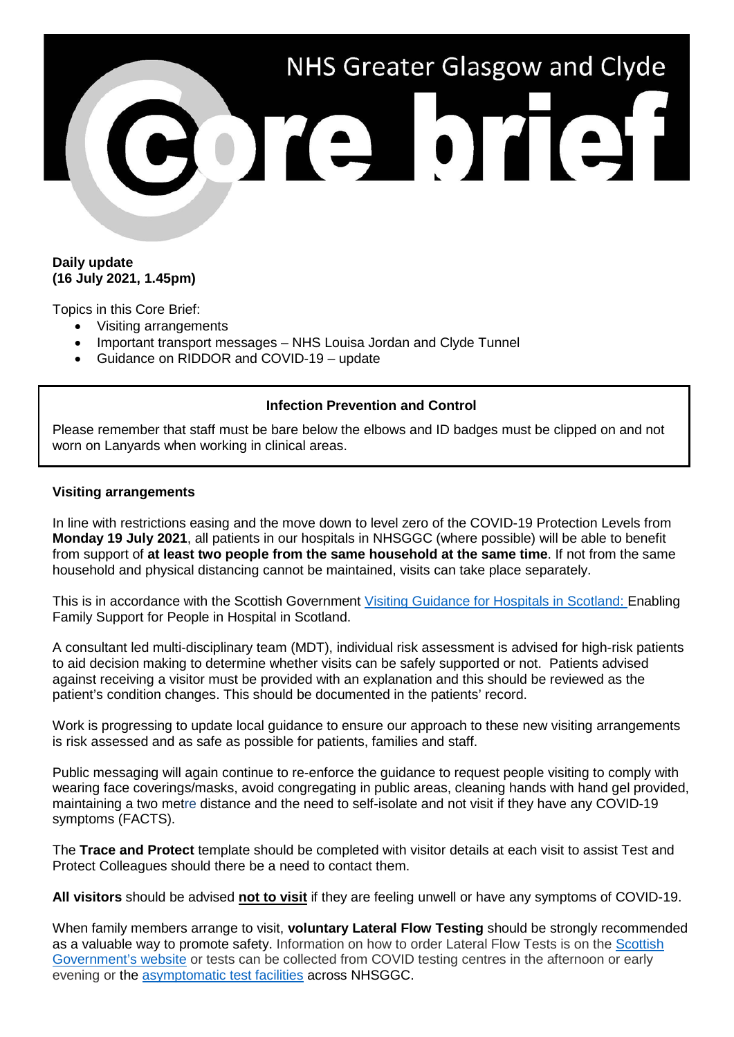# NHS Greater Glasgow and Clyde Core brief

**Daily update**
**(16 July 2021, 1.45pm)**

Topics in this Core Brief:

- Visiting arrangements
- Important transport messages – NHS Louisa Jordan and Clyde Tunnel
- Guidance on RIDDOR and COVID-19 – update

**Infection Prevention and Control**

Please remember that staff must be bare below the elbows and ID badges must be clipped on and not worn on Lanyards when working in clinical areas.

## Visiting arrangements

In line with restrictions easing and the move down to level zero of the COVID-19 Protection Levels from **Monday 19 July 2021**, all patients in our hospitals in NHSGGC (where possible) will be able to benefit from support of **at least two people from the same household at the same time**. If not from the same household and physical distancing cannot be maintained, visits can take place separately.

This is in accordance with the Scottish Government Visiting Guidance for Hospitals in Scotland: Enabling Family Support for People in Hospital in Scotland.

A consultant led multi-disciplinary team (MDT), individual risk assessment is advised for high-risk patients to aid decision making to determine whether visits can be safely supported or not. Patients advised against receiving a visitor must be provided with an explanation and this should be reviewed as the patient's condition changes. This should be documented in the patients' record.

Work is progressing to update local guidance to ensure our approach to these new visiting arrangements is risk assessed and as safe as possible for patients, families and staff.

Public messaging will again continue to re-enforce the guidance to request people visiting to comply with wearing face coverings/masks, avoid congregating in public areas, cleaning hands with hand gel provided, maintaining a two metre distance and the need to self-isolate and not visit if they have any COVID-19 symptoms (FACTS).

The **Trace and Protect** template should be completed with visitor details at each visit to assist Test and Protect Colleagues should there be a need to contact them.

**All visitors** should be advised **not to visit** if they are feeling unwell or have any symptoms of COVID-19.

When family members arrange to visit, **voluntary Lateral Flow Testing** should be strongly recommended as a valuable way to promote safety. Information on how to order Lateral Flow Tests is on the Scottish Government's website or tests can be collected from COVID testing centres in the afternoon or early evening or the asymptomatic test facilities across NHSGGC.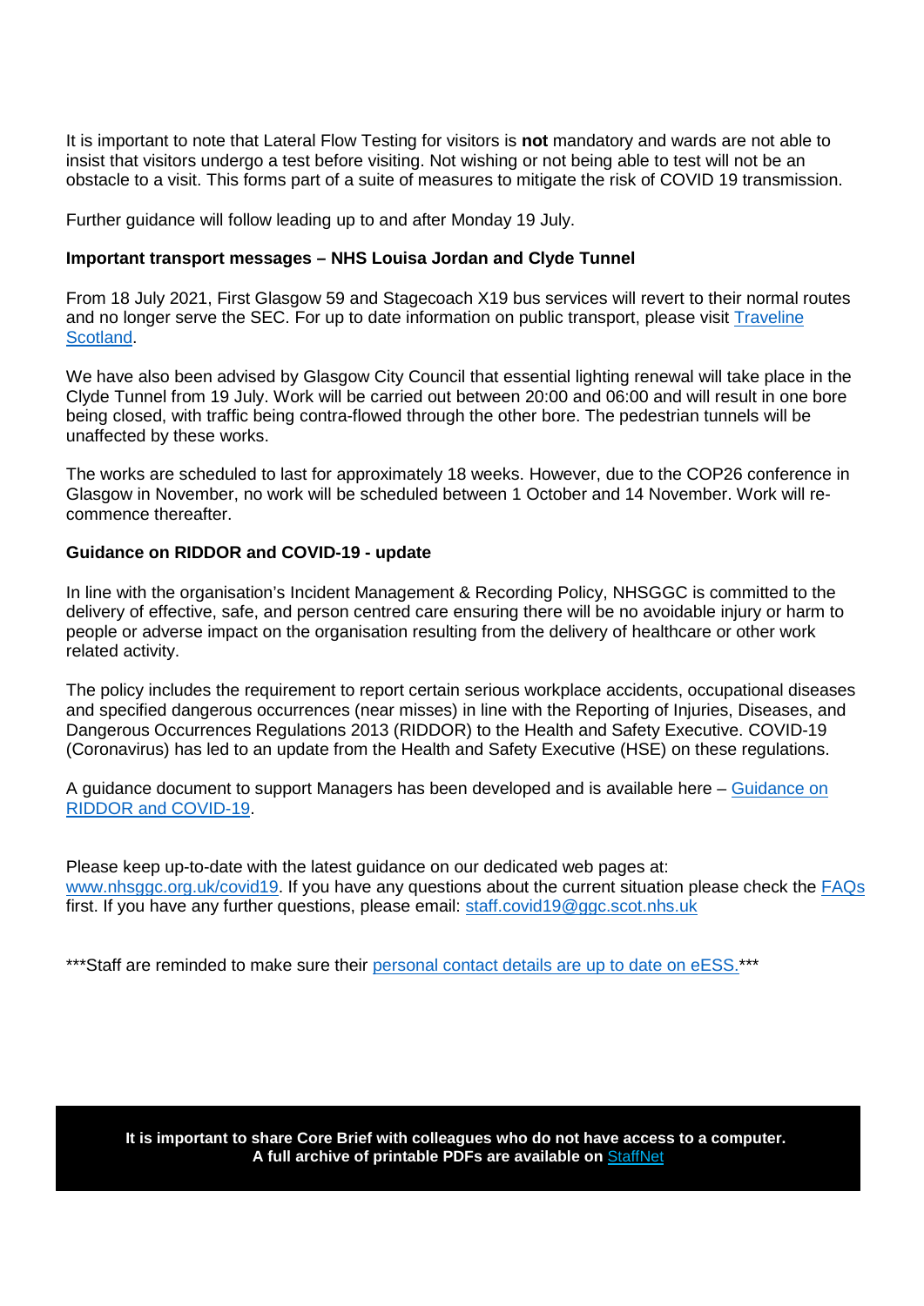It is important to note that Lateral Flow Testing for visitors is **not** mandatory and wards are not able to insist that visitors undergo a test before visiting. Not wishing or not being able to test will not be an obstacle to a visit. This forms part of a suite of measures to mitigate the risk of COVID 19 transmission.

Further guidance will follow leading up to and after Monday 19 July.

**Important transport messages – NHS Louisa Jordan and Clyde Tunnel**

From 18 July 2021, First Glasgow 59 and Stagecoach X19 bus services will revert to their normal routes and no longer serve the SEC. For up to date information on public transport, please visit Traveline Scotland.

We have also been advised by Glasgow City Council that essential lighting renewal will take place in the Clyde Tunnel from 19 July. Work will be carried out between 20:00 and 06:00 and will result in one bore being closed, with traffic being contra-flowed through the other bore. The pedestrian tunnels will be unaffected by these works.

The works are scheduled to last for approximately 18 weeks. However, due to the COP26 conference in Glasgow in November, no work will be scheduled between 1 October and 14 November. Work will re-commence thereafter.

**Guidance on RIDDOR and COVID-19 - update**

In line with the organisation's Incident Management & Recording Policy, NHSGGC is committed to the delivery of effective, safe, and person centred care ensuring there will be no avoidable injury or harm to people or adverse impact on the organisation resulting from the delivery of healthcare or other work related activity.

The policy includes the requirement to report certain serious workplace accidents, occupational diseases and specified dangerous occurrences (near misses) in line with the Reporting of Injuries, Diseases, and Dangerous Occurrences Regulations 2013 (RIDDOR) to the Health and Safety Executive. COVID-19 (Coronavirus) has led to an update from the Health and Safety Executive (HSE) on these regulations.

A guidance document to support Managers has been developed and is available here – Guidance on RIDDOR and COVID-19.

Please keep up-to-date with the latest guidance on our dedicated web pages at: www.nhsggc.org.uk/covid19. If you have any questions about the current situation please check the FAQs first. If you have any further questions, please email: staff.covid19@ggc.scot.nhs.uk

***Staff are reminded to make sure their personal contact details are up to date on eESS.***

**It is important to share Core Brief with colleagues who do not have access to a computer.**
**A full archive of printable PDFs are available on StaffNet**